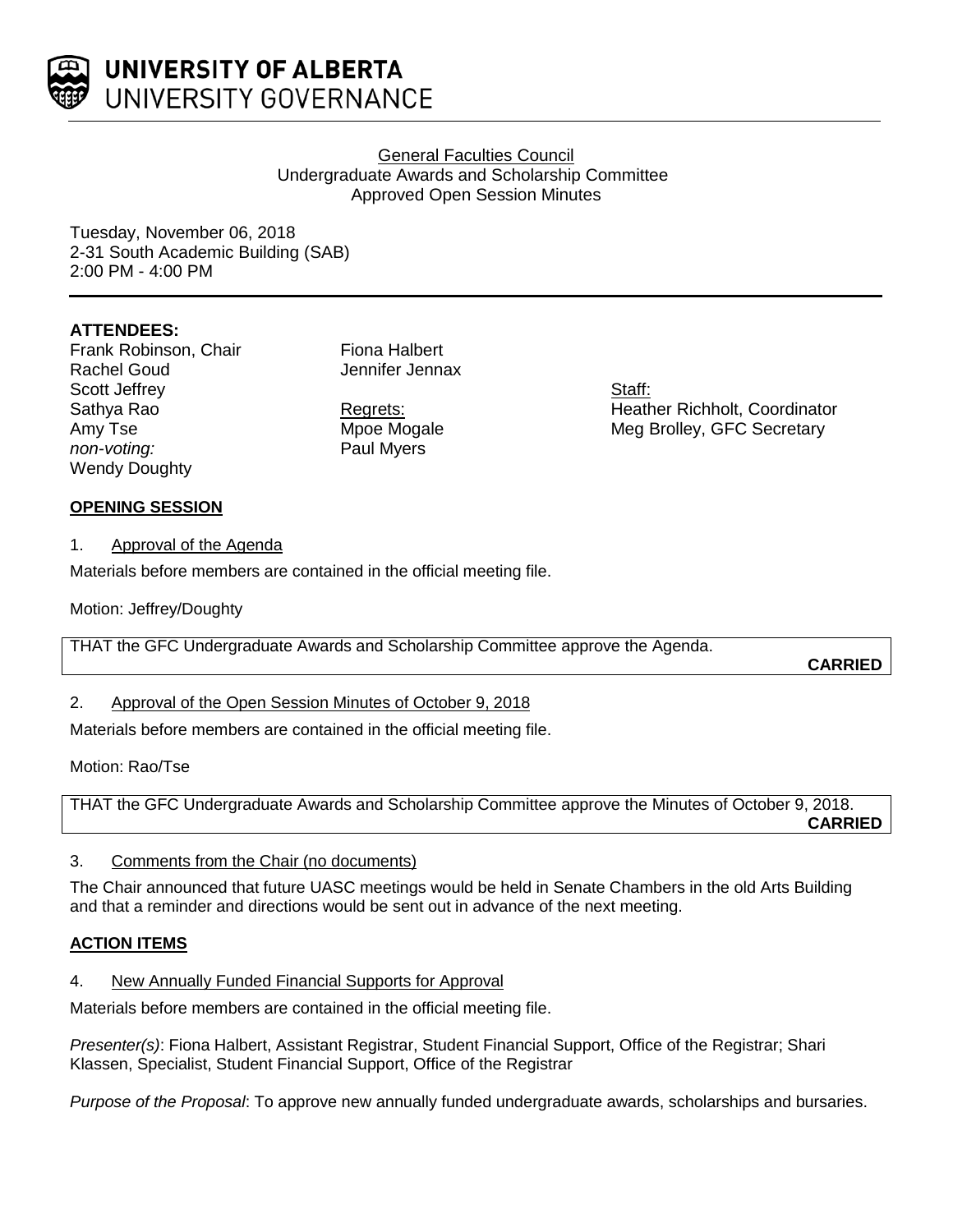**UNIVERSITY OF ALBERTA**
UNIVERSITY GOVERNANCE

General Faculties Council
Undergraduate Awards and Scholarship Committee
Approved Open Session Minutes

Tuesday, November 06, 2018
2-31 South Academic Building (SAB)
2:00 PM - 4:00 PM

**ATTENDEES:**

Frank Robinson, Chair
Rachel Goud
Scott Jeffrey
Sathya Rao
Amy Tse
*non-voting:*
Wendy Doughty

Fiona Halbert
Jennifer Jennax

Regrets:
Mpoe Mogale
Paul Myers

Staff:
Heather Richholt, Coordinator
Meg Brolley, GFC Secretary

## OPENING SESSION

1. Approval of the Agenda

Materials before members are contained in the official meeting file.

Motion: Jeffrey/Doughty

THAT the GFC Undergraduate Awards and Scholarship Committee approve the Agenda.

**CARRIED**

2. Approval of the Open Session Minutes of October 9, 2018

Materials before members are contained in the official meeting file.

Motion: Rao/Tse

THAT the GFC Undergraduate Awards and Scholarship Committee approve the Minutes of October 9, 2018.

**CARRIED**

3. Comments from the Chair (no documents)

The Chair announced that future UASC meetings would be held in Senate Chambers in the old Arts Building and that a reminder and directions would be sent out in advance of the next meeting.

## ACTION ITEMS

4. New Annually Funded Financial Supports for Approval

Materials before members are contained in the official meeting file.

*Presenter(s)*: Fiona Halbert, Assistant Registrar, Student Financial Support, Office of the Registrar; Shari Klassen, Specialist, Student Financial Support, Office of the Registrar

*Purpose of the Proposal*: To approve new annually funded undergraduate awards, scholarships and bursaries.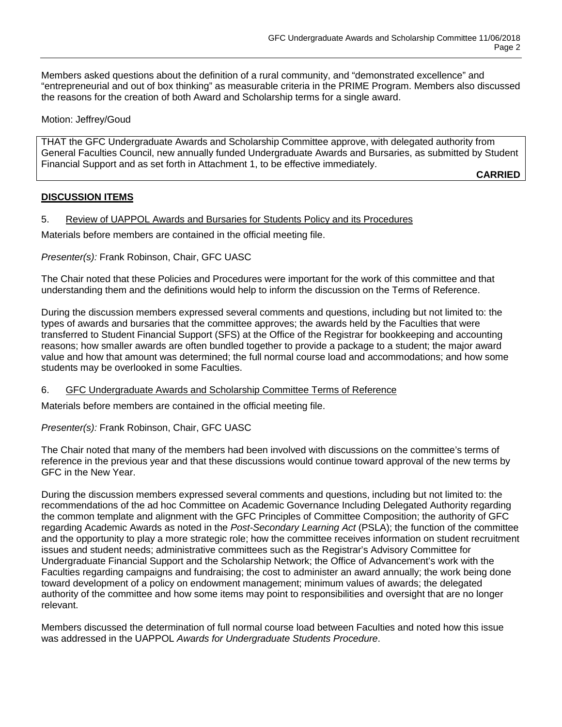Members asked questions about the definition of a rural community, and “demonstrated excellence” and “entrepreneurial and out of box thinking” as measurable criteria in the PRIME Program. Members also discussed the reasons for the creation of both Award and Scholarship terms for a single award.

Motion: Jeffrey/Goud

THAT the GFC Undergraduate Awards and Scholarship Committee approve, with delegated authority from General Faculties Council, new annually funded Undergraduate Awards and Bursaries, as submitted by Student Financial Support and as set forth in Attachment 1, to be effective immediately.

**CARRIED**

## **DISCUSSION ITEMS**

### 5. Review of UAPPOL Awards and Bursaries for Students Policy and its Procedures

Materials before members are contained in the official meeting file.

*Presenter(s):* Frank Robinson, Chair, GFC UASC

The Chair noted that these Policies and Procedures were important for the work of this committee and that understanding them and the definitions would help to inform the discussion on the Terms of Reference.

During the discussion members expressed several comments and questions, including but not limited to: the types of awards and bursaries that the committee approves; the awards held by the Faculties that were transferred to Student Financial Support (SFS) at the Office of the Registrar for bookkeeping and accounting reasons; how smaller awards are often bundled together to provide a package to a student; the major award value and how that amount was determined; the full normal course load and accommodations; and how some students may be overlooked in some Faculties.

### 6. GFC Undergraduate Awards and Scholarship Committee Terms of Reference

Materials before members are contained in the official meeting file.

*Presenter(s):* Frank Robinson, Chair, GFC UASC

The Chair noted that many of the members had been involved with discussions on the committee’s terms of reference in the previous year and that these discussions would continue toward approval of the new terms by GFC in the New Year.

During the discussion members expressed several comments and questions, including but not limited to: the recommendations of the ad hoc Committee on Academic Governance Including Delegated Authority regarding the common template and alignment with the GFC Principles of Committee Composition; the authority of GFC regarding Academic Awards as noted in the *Post-Secondary Learning Act* (PSLA); the function of the committee and the opportunity to play a more strategic role; how the committee receives information on student recruitment issues and student needs; administrative committees such as the Registrar’s Advisory Committee for Undergraduate Financial Support and the Scholarship Network; the Office of Advancement’s work with the Faculties regarding campaigns and fundraising; the cost to administer an award annually; the work being done toward development of a policy on endowment management; minimum values of awards; the delegated authority of the committee and how some items may point to responsibilities and oversight that are no longer relevant.

Members discussed the determination of full normal course load between Faculties and noted how this issue was addressed in the UAPPOL *Awards for Undergraduate Students Procedure*.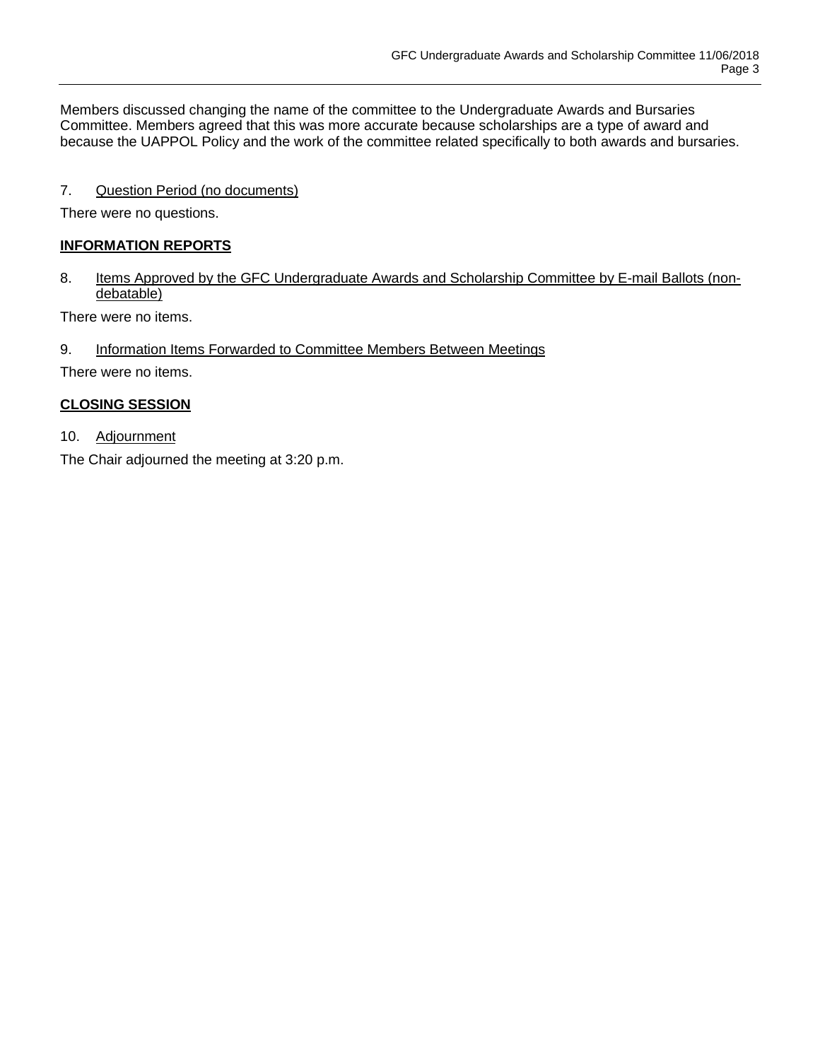Members discussed changing the name of the committee to the Undergraduate Awards and Bursaries Committee. Members agreed that this was more accurate because scholarships are a type of award and because the UAPPOL Policy and the work of the committee related specifically to both awards and bursaries.

7. Question Period (no documents)

There were no questions.

**INFORMATION REPORTS**

8. Items Approved by the GFC Undergraduate Awards and Scholarship Committee by E-mail Ballots (non-debatable)

There were no items.

9. Information Items Forwarded to Committee Members Between Meetings

There were no items.

**CLOSING SESSION**

10. Adjournment

The Chair adjourned the meeting at 3:20 p.m.